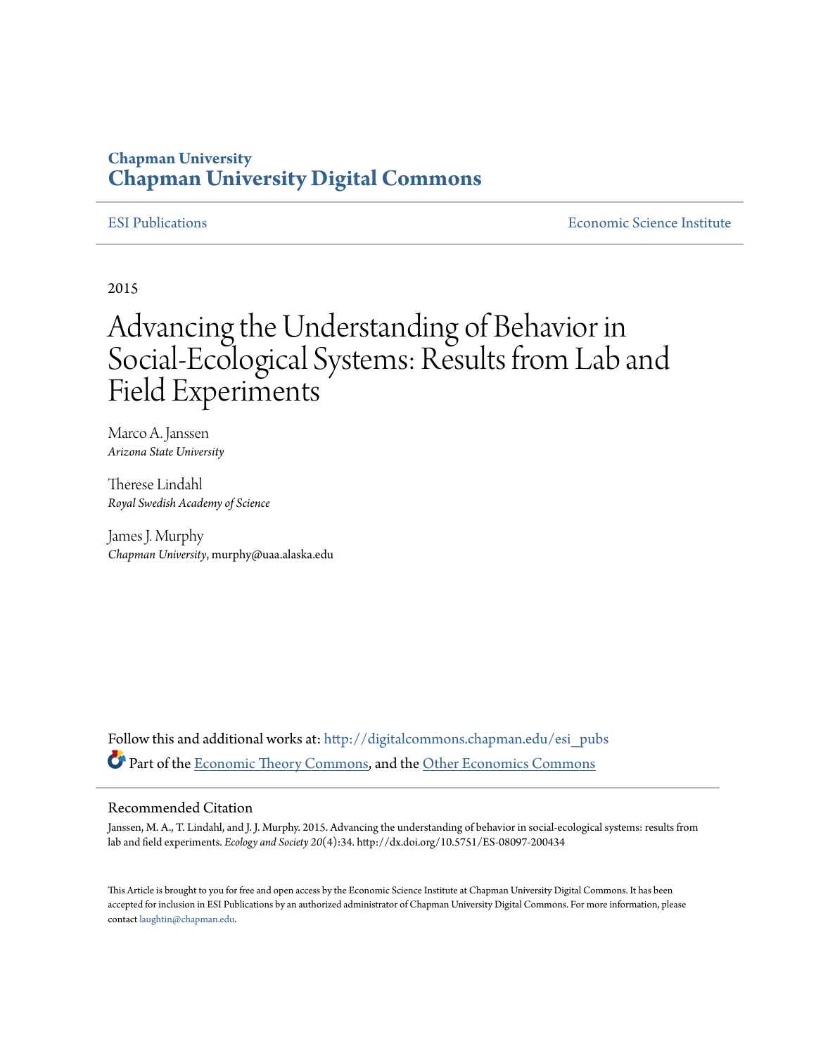**Chapman University**
**Chapman University Digital Commons**

ESI Publications | Economic Science Institute

2015

# Advancing the Understanding of Behavior in Social-Ecological Systems: Results from Lab and Field Experiments

Marco A. Janssen
*Arizona State University*

Therese Lindahl
*Royal Swedish Academy of Science*

James J. Murphy
*Chapman University*, murphy@uaa.alaska.edu

Follow this and additional works at: http://digitalcommons.chapman.edu/esi_pubs

Part of the Economic Theory Commons, and the Other Economics Commons

## Recommended Citation

Janssen, M. A., T. Lindahl, and J. J. Murphy. 2015. Advancing the understanding of behavior in social-ecological systems: results from lab and field experiments. *Ecology and Society 20*(4):34. http://dx.doi.org/10.5751/ES-08097-200434

This Article is brought to you for free and open access by the Economic Science Institute at Chapman University Digital Commons. It has been accepted for inclusion in ESI Publications by an authorized administrator of Chapman University Digital Commons. For more information, please contact laughtin@chapman.edu.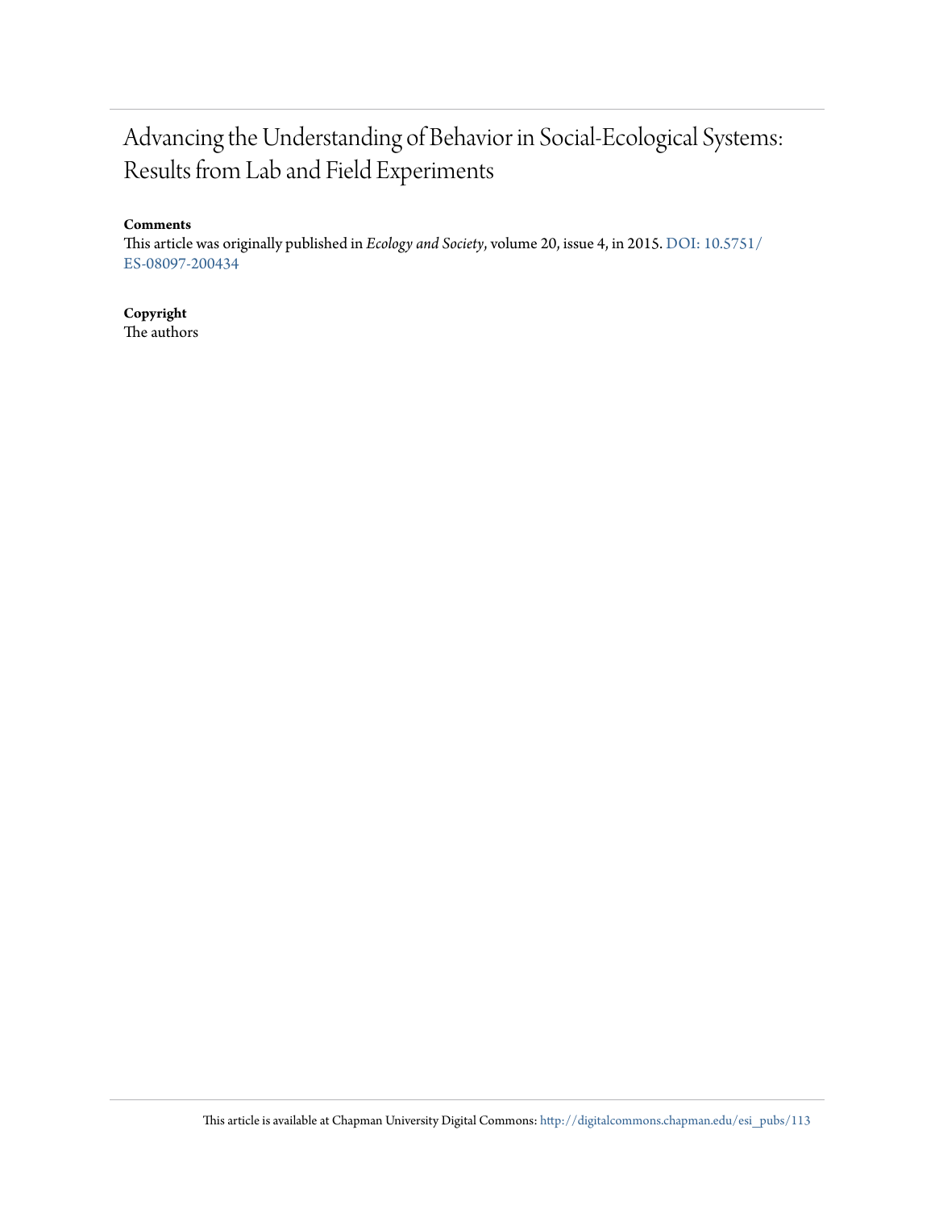# Advancing the Understanding of Behavior in Social-Ecological Systems: Results from Lab and Field Experiments

**Comments**

This article was originally published in *Ecology and Society*, volume 20, issue 4, in 2015. DOI: 10.5751/ES-08097-200434

**Copyright**

The authors

This article is available at Chapman University Digital Commons: http://digitalcommons.chapman.edu/esi_pubs/113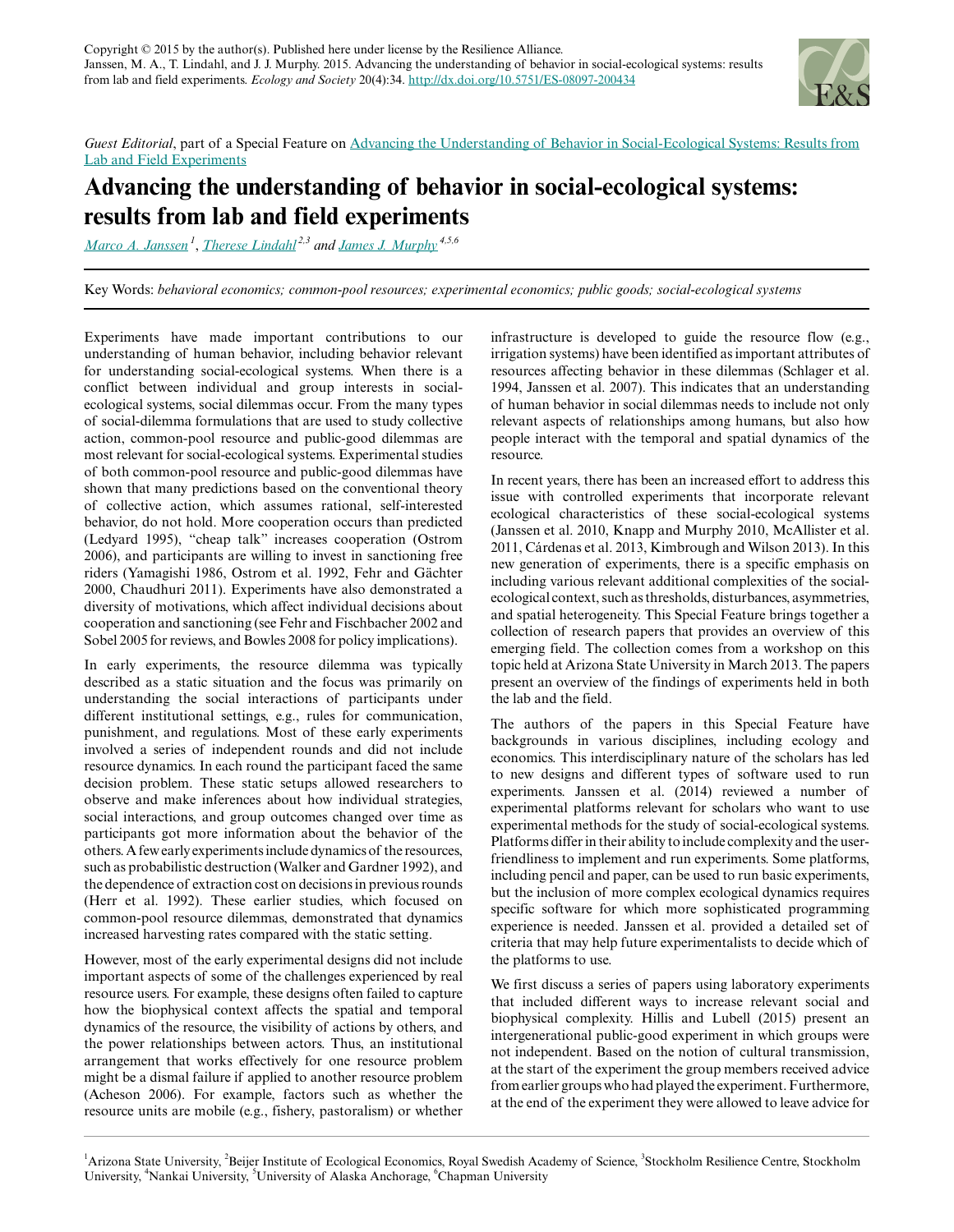*Guest Editorial*, part of a Special Feature on [Advancing the Understanding of Behavior in Social-Ecological Systems: Results from Lab and Field Experiments](#)

# Advancing the understanding of behavior in social-ecological systems: results from lab and field experiments

[Marco A. Janssen](#) [1], [Therese Lindahl](#) [2,3] and [James J. Murphy](#) [4,5,6]

Key Words: *behavioral economics; common-pool resources; experimental economics; public goods; social-ecological systems*

Experiments have made important contributions to our understanding of human behavior, including behavior relevant for understanding social-ecological systems. When there is a conflict between individual and group interests in social-ecological systems, social dilemmas occur. From the many types of social-dilemma formulations that are used to study collective action, common-pool resource and public-good dilemmas are most relevant for social-ecological systems. Experimental studies of both common-pool resource and public-good dilemmas have shown that many predictions based on the conventional theory of collective action, which assumes rational, self-interested behavior, do not hold. More cooperation occurs than predicted (Ledyard 1995), "cheap talk" increases cooperation (Ostrom 2006), and participants are willing to invest in sanctioning free riders (Yamagishi 1986, Ostrom et al. 1992, Fehr and Gächter 2000, Chaudhuri 2011). Experiments have also demonstrated a diversity of motivations, which affect individual decisions about cooperation and sanctioning (see Fehr and Fischbacher 2002 and Sobel 2005 for reviews, and Bowles 2008 for policy implications).

In early experiments, the resource dilemma was typically described as a static situation and the focus was primarily on understanding the social interactions of participants under different institutional settings, e.g., rules for communication, punishment, and regulations. Most of these early experiments involved a series of independent rounds and did not include resource dynamics. In each round the participant faced the same decision problem. These static setups allowed researchers to observe and make inferences about how individual strategies, social interactions, and group outcomes changed over time as participants got more information about the behavior of the others. A few early experiments include dynamics of the resources, such as probabilistic destruction (Walker and Gardner 1992), and the dependence of extraction cost on decisions in previous rounds (Herr et al. 1992). These earlier studies, which focused on common-pool resource dilemmas, demonstrated that dynamics increased harvesting rates compared with the static setting.

However, most of the early experimental designs did not include important aspects of some of the challenges experienced by real resource users. For example, these designs often failed to capture how the biophysical context affects the spatial and temporal dynamics of the resource, the visibility of actions by others, and the power relationships between actors. Thus, an institutional arrangement that works effectively for one resource problem might be a dismal failure if applied to another resource problem (Acheson 2006). For example, factors such as whether the resource units are mobile (e.g., fishery, pastoralism) or whether infrastructure is developed to guide the resource flow (e.g., irrigation systems) have been identified as important attributes of resources affecting behavior in these dilemmas (Schlager et al. 1994, Janssen et al. 2007). This indicates that an understanding of human behavior in social dilemmas needs to include not only relevant aspects of relationships among humans, but also how people interact with the temporal and spatial dynamics of the resource.

In recent years, there has been an increased effort to address this issue with controlled experiments that incorporate relevant ecological characteristics of these social-ecological systems (Janssen et al. 2010, Knapp and Murphy 2010, McAllister et al. 2011, Cárdenas et al. 2013, Kimbrough and Wilson 2013). In this new generation of experiments, there is a specific emphasis on including various relevant additional complexities of the social-ecological context, such as thresholds, disturbances, asymmetries, and spatial heterogeneity. This Special Feature brings together a collection of research papers that provides an overview of this emerging field. The collection comes from a workshop on this topic held at Arizona State University in March 2013. The papers present an overview of the findings of experiments held in both the lab and the field.

The authors of the papers in this Special Feature have backgrounds in various disciplines, including ecology and economics. This interdisciplinary nature of the scholars has led to new designs and different types of software used to run experiments. Janssen et al. (2014) reviewed a number of experimental platforms relevant for scholars who want to use experimental methods for the study of social-ecological systems. Platforms differ in their ability to include complexity and the user-friendliness to implement and run experiments. Some platforms, including pencil and paper, can be used to run basic experiments, but the inclusion of more complex ecological dynamics requires specific software for which more sophisticated programming experience is needed. Janssen et al. provided a detailed set of criteria that may help future experimentalists to decide which of the platforms to use.

We first discuss a series of papers using laboratory experiments that included different ways to increase relevant social and biophysical complexity. Hillis and Lubell (2015) present an intergenerational public-good experiment in which groups were not independent. Based on the notion of cultural transmission, at the start of the experiment the group members received advice from earlier groups who had played the experiment. Furthermore, at the end of the experiment they were allowed to leave advice for

[1] Arizona State University, [2] Beijer Institute of Ecological Economics, Royal Swedish Academy of Science, [3] Stockholm Resilience Centre, Stockholm University, [4] Nankai University, [5] University of Alaska Anchorage, [6] Chapman University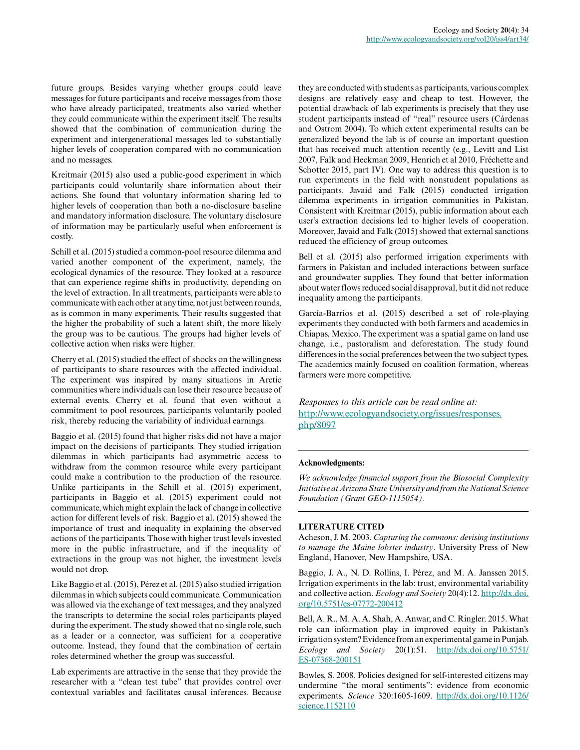future groups. Besides varying whether groups could leave messages for future participants and receive messages from those who have already participated, treatments also varied whether they could communicate within the experiment itself. The results showed that the combination of communication during the experiment and intergenerational messages led to substantially higher levels of cooperation compared with no communication and no messages.

Kreitmair (2015) also used a public-good experiment in which participants could voluntarily share information about their actions. She found that voluntary information sharing led to higher levels of cooperation than both a no-disclosure baseline and mandatory information disclosure. The voluntary disclosure of information may be particularly useful when enforcement is costly.

Schill et al. (2015) studied a common-pool resource dilemma and varied another component of the experiment, namely, the ecological dynamics of the resource. They looked at a resource that can experience regime shifts in productivity, depending on the level of extraction. In all treatments, participants were able to communicate with each other at any time, not just between rounds, as is common in many experiments. Their results suggested that the higher the probability of such a latent shift, the more likely the group was to be cautious. The groups had higher levels of collective action when risks were higher.

Cherry et al. (2015) studied the effect of shocks on the willingness of participants to share resources with the affected individual. The experiment was inspired by many situations in Arctic communities where individuals can lose their resource because of external events. Cherry et al. found that even without a commitment to pool resources, participants voluntarily pooled risk, thereby reducing the variability of individual earnings.

Baggio et al. (2015) found that higher risks did not have a major impact on the decisions of participants. They studied irrigation dilemmas in which participants had asymmetric access to withdraw from the common resource while every participant could make a contribution to the production of the resource. Unlike participants in the Schill et al. (2015) experiment, participants in Baggio et al. (2015) experiment could not communicate, which might explain the lack of change in collective action for different levels of risk. Baggio et al. (2015) showed the importance of trust and inequality in explaining the observed actions of the participants. Those with higher trust levels invested more in the public infrastructure, and if the inequality of extractions in the group was not higher, the investment levels would not drop.

Like Baggio et al. (2015), Pérez et al. (2015) also studied irrigation dilemmas in which subjects could communicate. Communication was allowed via the exchange of text messages, and they analyzed the transcripts to determine the social roles participants played during the experiment. The study showed that no single role, such as a leader or a connector, was sufficient for a cooperative outcome. Instead, they found that the combination of certain roles determined whether the group was successful.

Lab experiments are attractive in the sense that they provide the researcher with a "clean test tube" that provides control over contextual variables and facilitates causal inferences. Because they are conducted with students as participants, various complex designs are relatively easy and cheap to test. However, the potential drawback of lab experiments is precisely that they use student participants instead of "real" resource users (Cárdenas and Ostrom 2004). To which extent experimental results can be generalized beyond the lab is of course an important question that has received much attention recently (e.g., Levitt and List 2007, Falk and Heckman 2009, Henrich et al 2010, Fréchette and Schotter 2015, part IV). One way to address this question is to run experiments in the field with nonstudent populations as participants. Javaid and Falk (2015) conducted irrigation dilemma experiments in irrigation communities in Pakistan. Consistent with Kreitmar (2015), public information about each user's extraction decisions led to higher levels of cooperation. Moreover, Javaid and Falk (2015) showed that external sanctions reduced the efficiency of group outcomes.

Bell et al. (2015) also performed irrigation experiments with farmers in Pakistan and included interactions between surface and groundwater supplies. They found that better information about water flows reduced social disapproval, but it did not reduce inequality among the participants.

García-Barrios et al. (2015) described a set of role-playing experiments they conducted with both farmers and academics in Chiapas, Mexico. The experiment was a spatial game on land use change, i.e., pastoralism and deforestation. The study found differences in the social preferences between the two subject types. The academics mainly focused on coalition formation, whereas farmers were more competitive.

*Responses to this article can be read online at:*
[http://www.ecologyandsociety.org/issues/responses.php/8097](http://www.ecologyandsociety.org/issues/responses.php/8097)

---

**Acknowledgments:**

*We acknowledge financial support from the Biosocial Complexity Initiative at Arizona State University and from the National Science Foundation (Grant GEO-1115054).*

---

## LITERATURE CITED

Acheson, J. M. 2003. *Capturing the commons: devising institutions to manage the Maine lobster industry*. University Press of New England, Hanover, New Hampshire, USA.

Baggio, J. A., N. D. Rollins, I. Pérez, and M. A. Janssen 2015. Irrigation experiments in the lab: trust, environmental variability and collective action. *Ecology and Society* 20(4):12. [http://dx.doi.org/10.5751/es-07772-200412](http://dx.doi.org/10.5751/es-07772-200412)

Bell, A. R., M. A. A. Shah, A. Anwar, and C. Ringler. 2015. What role can information play in improved equity in Pakistan's irrigation system? Evidence from an experimental game in Punjab. *Ecology and Society* 20(1):51. [http://dx.doi.org/10.5751/ES-07368-200151](http://dx.doi.org/10.5751/ES-07368-200151)

Bowles, S. 2008. Policies designed for self-interested citizens may undermine "the moral sentiments": evidence from economic experiments. *Science* 320:1605-1609. [http://dx.doi.org/10.1126/science.1152110](http://dx.doi.org/10.1126/science.1152110)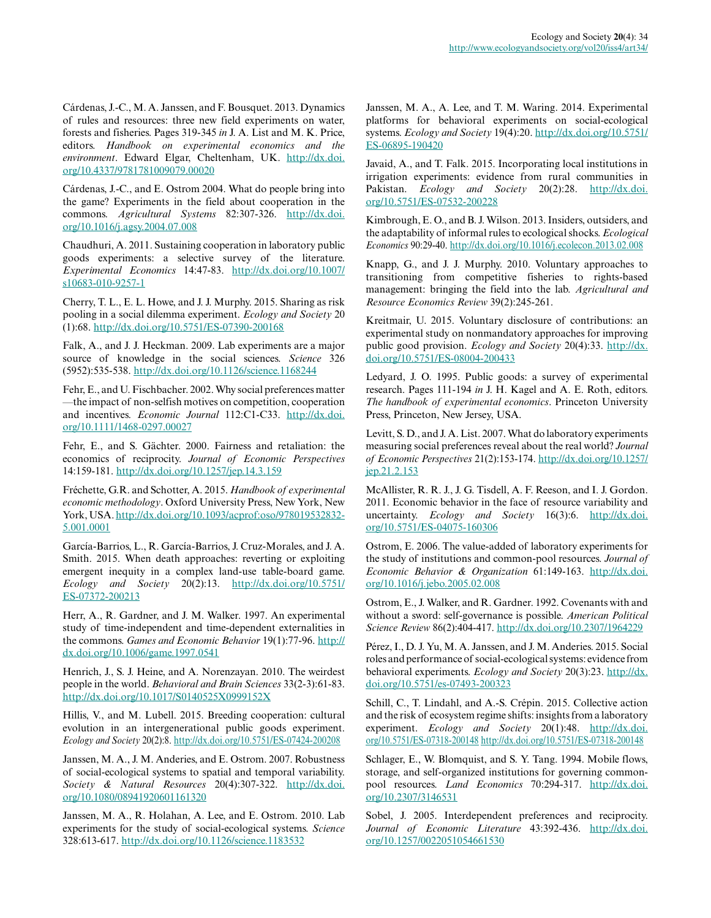Cárdenas, J.-C., M. A. Janssen, and F. Bousquet. 2013. Dynamics of rules and resources: three new field experiments on water, forests and fisheries. Pages 319-345 *in* J. A. List and M. K. Price, editors. *Handbook on experimental economics and the environment*. Edward Elgar, Cheltenham, UK. http://dx.doi.org/10.4337/9781781009079.00020

Cárdenas, J.-C., and E. Ostrom 2004. What do people bring into the game? Experiments in the field about cooperation in the commons. *Agricultural Systems* 82:307-326. http://dx.doi.org/10.1016/j.agsy.2004.07.008

Chaudhuri, A. 2011. Sustaining cooperation in laboratory public goods experiments: a selective survey of the literature. *Experimental Economics* 14:47-83. http://dx.doi.org/10.1007/s10683-010-9257-1

Cherry, T. L., E. L. Howe, and J. J. Murphy. 2015. Sharing as risk pooling in a social dilemma experiment. *Ecology and Society* 20 (1):68. http://dx.doi.org/10.5751/ES-07390-200168

Falk, A., and J. J. Heckman. 2009. Lab experiments are a major source of knowledge in the social sciences. *Science* 326 (5952):535-538. http://dx.doi.org/10.1126/science.1168244

Fehr, E., and U. Fischbacher. 2002. Why social preferences matter—the impact of non-selfish motives on competition, cooperation and incentives. *Economic Journal* 112:C1-C33. http://dx.doi.org/10.1111/1468-0297.00027

Fehr, E., and S. Gächter. 2000. Fairness and retaliation: the economics of reciprocity. *Journal of Economic Perspectives* 14:159-181. http://dx.doi.org/10.1257/jep.14.3.159

Fréchette, G.R. and Schotter, A. 2015. *Handbook of experimental economic methodology*. Oxford University Press, New York, New York, USA. http://dx.doi.org/10.1093/acprof:oso/9780195328325.001.0001

García-Barrios, L., R. García-Barrios, J. Cruz-Morales, and J. A. Smith. 2015. When death approaches: reverting or exploiting emergent inequity in a complex land-use table-board game. *Ecology and Society* 20(2):13. http://dx.doi.org/10.5751/ES-07372-200213

Herr, A., R. Gardner, and J. M. Walker. 1997. An experimental study of time-independent and time-dependent externalities in the commons. *Games and Economic Behavior* 19(1):77-96. http://dx.doi.org/10.1006/game.1997.0541

Henrich, J., S. J. Heine, and A. Norenzayan. 2010. The weirdest people in the world. *Behavioral and Brain Sciences* 33(2-3):61-83. http://dx.doi.org/10.1017/S0140525X0999152X

Hillis, V., and M. Lubell. 2015. Breeding cooperation: cultural evolution in an intergenerational public goods experiment. *Ecology and Society* 20(2):8. http://dx.doi.org/10.5751/ES-07424-200208

Janssen, M. A., J. M. Anderies, and E. Ostrom. 2007. Robustness of social-ecological systems to spatial and temporal variability. *Society & Natural Resources* 20(4):307-322. http://dx.doi.org/10.1080/08941920601161320

Janssen, M. A., R. Holahan, A. Lee, and E. Ostrom. 2010. Lab experiments for the study of social-ecological systems. *Science* 328:613-617. http://dx.doi.org/10.1126/science.1183532

Janssen, M. A., A. Lee, and T. M. Waring. 2014. Experimental platforms for behavioral experiments on social-ecological systems. *Ecology and Society* 19(4):20. http://dx.doi.org/10.5751/ES-06895-190420

Javaid, A., and T. Falk. 2015. Incorporating local institutions in irrigation experiments: evidence from rural communities in Pakistan. *Ecology and Society* 20(2):28. http://dx.doi.org/10.5751/ES-07532-200228

Kimbrough, E. O., and B. J. Wilson. 2013. Insiders, outsiders, and the adaptability of informal rules to ecological shocks. *Ecological Economics* 90:29-40. http://dx.doi.org/10.1016/j.ecolecon.2013.02.008

Knapp, G., and J. J. Murphy. 2010. Voluntary approaches to transitioning from competitive fisheries to rights-based management: bringing the field into the lab. *Agricultural and Resource Economics Review* 39(2):245-261.

Kreitmair, U. 2015. Voluntary disclosure of contributions: an experimental study on nonmandatory approaches for improving public good provision. *Ecology and Society* 20(4):33. http://dx.doi.org/10.5751/ES-08004-200433

Ledyard, J. O. 1995. Public goods: a survey of experimental research. Pages 111-194 *in* J. H. Kagel and A. E. Roth, editors. *The handbook of experimental economics*. Princeton University Press, Princeton, New Jersey, USA.

Levitt, S. D., and J. A. List. 2007. What do laboratory experiments measuring social preferences reveal about the real world? *Journal of Economic Perspectives* 21(2):153-174. http://dx.doi.org/10.1257/jep.21.2.153

McAllister, R. R. J., J. G. Tisdell, A. F. Reeson, and I. J. Gordon. 2011. Economic behavior in the face of resource variability and uncertainty. *Ecology and Society* 16(3):6. http://dx.doi.org/10.5751/ES-04075-160306

Ostrom, E. 2006. The value-added of laboratory experiments for the study of institutions and common-pool resources. *Journal of Economic Behavior & Organization* 61:149-163. http://dx.doi.org/10.1016/j.jebo.2005.02.008

Ostrom, E., J. Walker, and R. Gardner. 1992. Covenants with and without a sword: self-governance is possible. *American Political Science Review* 86(2):404-417. http://dx.doi.org/10.2307/1964229

Pérez, I., D. J. Yu, M. A. Janssen, and J. M. Anderies. 2015. Social roles and performance of social-ecological systems: evidence from behavioral experiments. *Ecology and Society* 20(3):23. http://dx.doi.org/10.5751/es-07493-200323

Schill, C., T. Lindahl, and A.-S. Crépin. 2015. Collective action and the risk of ecosystem regime shifts: insights from a laboratory experiment. *Ecology and Society* 20(1):48. http://dx.doi.org/10.5751/ES-07318-200148 http://dx.doi.org/10.5751/ES-07318-200148

Schlager, E., W. Blomquist, and S. Y. Tang. 1994. Mobile flows, storage, and self-organized institutions for governing common-pool resources. *Land Economics* 70:294-317. http://dx.doi.org/10.2307/3146531

Sobel, J. 2005. Interdependent preferences and reciprocity. *Journal of Economic Literature* 43:392-436. http://dx.doi.org/10.1257/0022051054661530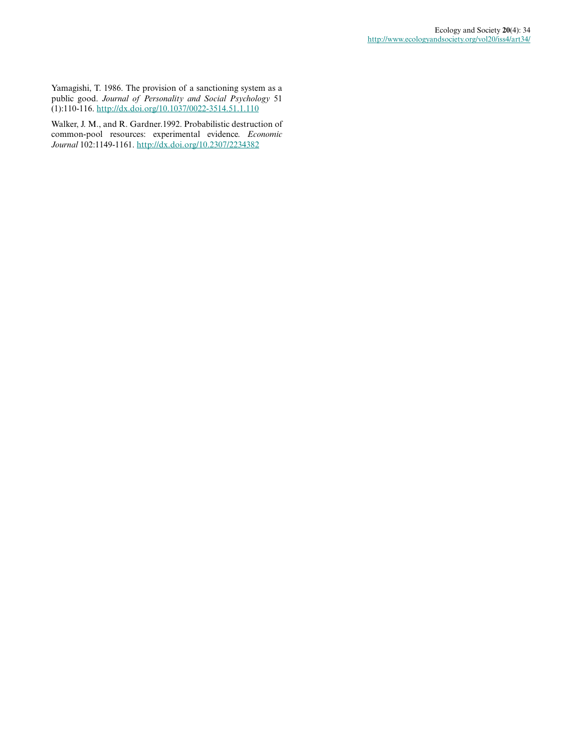Yamagishi, T. 1986. The provision of a sanctioning system as a public good. *Journal of Personality and Social Psychology* 51 (1):110-116. http://dx.doi.org/10.1037/0022-3514.51.1.110

Walker, J. M., and R. Gardner.1992. Probabilistic destruction of common-pool resources: experimental evidence. *Economic Journal* 102:1149-1161. http://dx.doi.org/10.2307/2234382